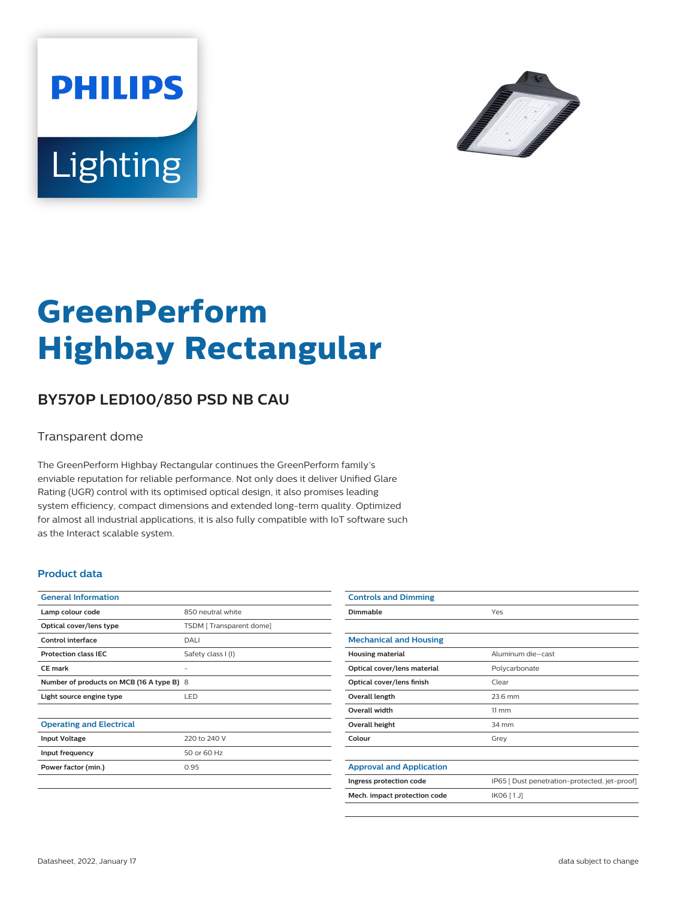# GreenPerform Highbay Rectangular

## BY570P LED100/850 PSD NB CAU

Transparent dome

The GreenPerform Highbay Rectangular continues the GreenPerform family's enviable reputation for reliable performance. Not only does it deliver Unified Glare Rating (UGR) control with its optimised optical design, it also promises leading system efficiency, compact dimensions and extended long-term quality. Optimized for almost all industrial applications, it is also fully compatible with IoT software such as the Interact scalable system.

### Product data

| General Information | |
|---|---|
| Lamp colour code | 850 neutral white |
| Optical cover/lens type | TSDM [ Transparent dome] |
| Control interface | DALI |
| Protection class IEC | Safety class I (I) |
| CE mark | - |
| Number of products on MCB (16 A type B) | 8 |
| Light source engine type | LED |

| Operating and Electrical | |
|---|---|
| Input Voltage | 220 to 240 V |
| Input frequency | 50 or 60 Hz |
| Power factor (min.) | 0.95 |

| Controls and Dimming | |
|---|---|
| Dimmable | Yes |

| Mechanical and Housing | |
|---|---|
| Housing material | Aluminum die-cast |
| Optical cover/lens material | Polycarbonate |
| Optical cover/lens finish | Clear |
| Overall length | 23.6 mm |
| Overall width | 11 mm |
| Overall height | 34 mm |
| Colour | Grey |

| Approval and Application | |
|---|---|
| Ingress protection code | IP65 [ Dust penetration-protected, jet-proof] |
| Mech. impact protection code | IK06 [ 1 J] |

Datasheet, 2022, January 17

data subject to change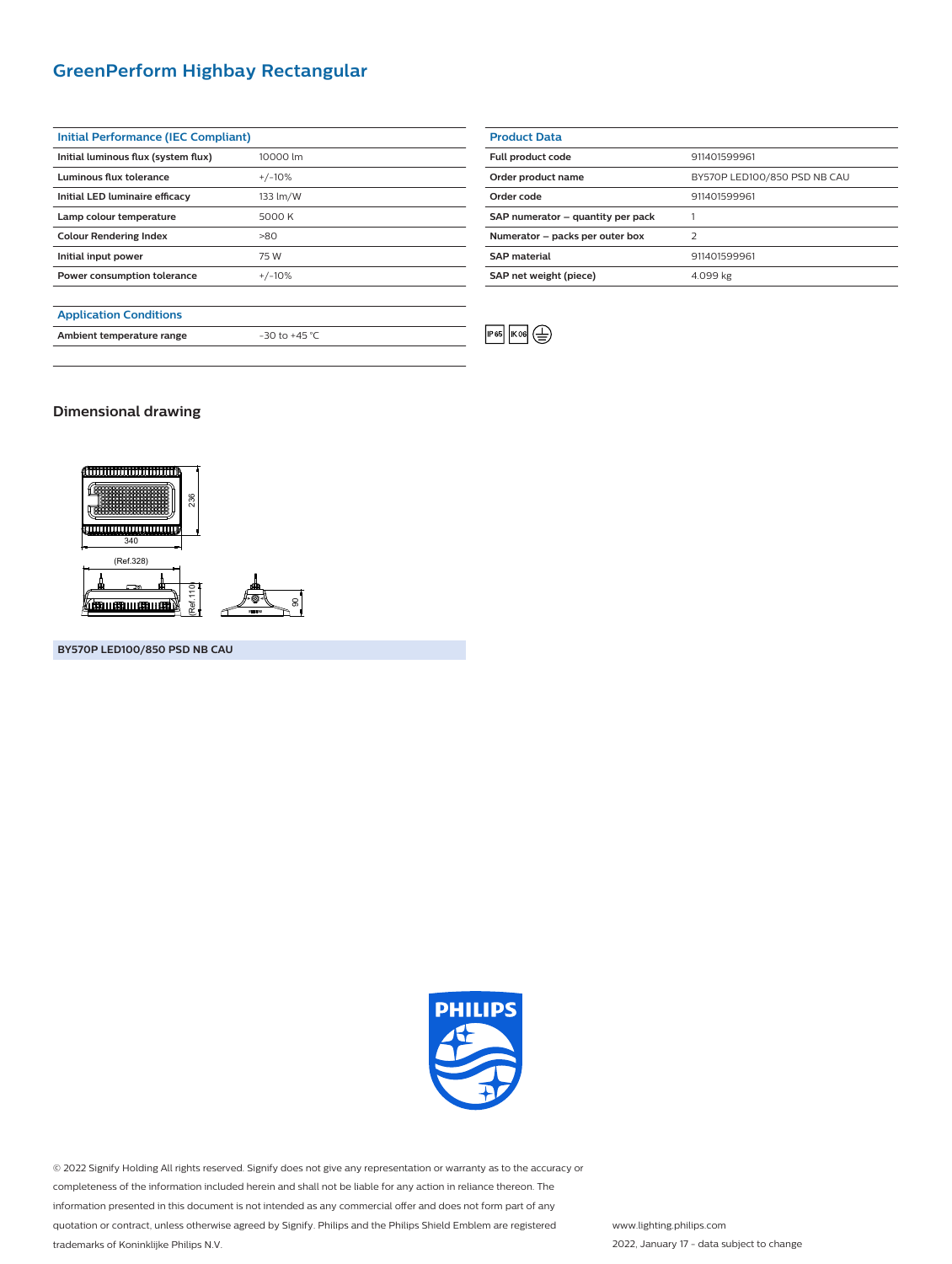## GreenPerform Highbay Rectangular

| Initial Performance (IEC Compliant) | |
| --- | --- |
| Initial luminous flux (system flux) | 10000 lm |
| Luminous flux tolerance | +/-10% |
| Initial LED luminaire efficacy | 133 lm/W |
| Lamp colour temperature | 5000 K |
| Colour Rendering Index | >80 |
| Initial input power | 75 W |
| Power consumption tolerance | +/-10% |

| Application Conditions | |
| --- | --- |
| Ambient temperature range | -30 to +45 °C |

| Product Data | |
| --- | --- |
| Full product code | 911401599961 |
| Order product name | BY570P LED100/850 PSD NB CAU |
| Order code | 911401599961 |
| SAP numerator – quantity per pack | 1 |
| Numerator – packs per outer box | 2 |
| SAP material | 911401599961 |
| SAP net weight (piece) | 4.099 kg |

IP65 IK06

### Dimensional drawing

236

340

(Ref.328)

(Ref.110)

90

**BY570P LED100/850 PSD NB CAU**

© 2022 Signify Holding All rights reserved. Signify does not give any representation or warranty as to the accuracy or completeness of the information included herein and shall not be liable for any action in reliance thereon. The information presented in this document is not intended as any commercial offer and does not form part of any quotation or contract, unless otherwise agreed by Signify. Philips and the Philips Shield Emblem are registered trademarks of Koninklijke Philips N.V.

www.lighting.philips.com

2022, January 17 - data subject to change